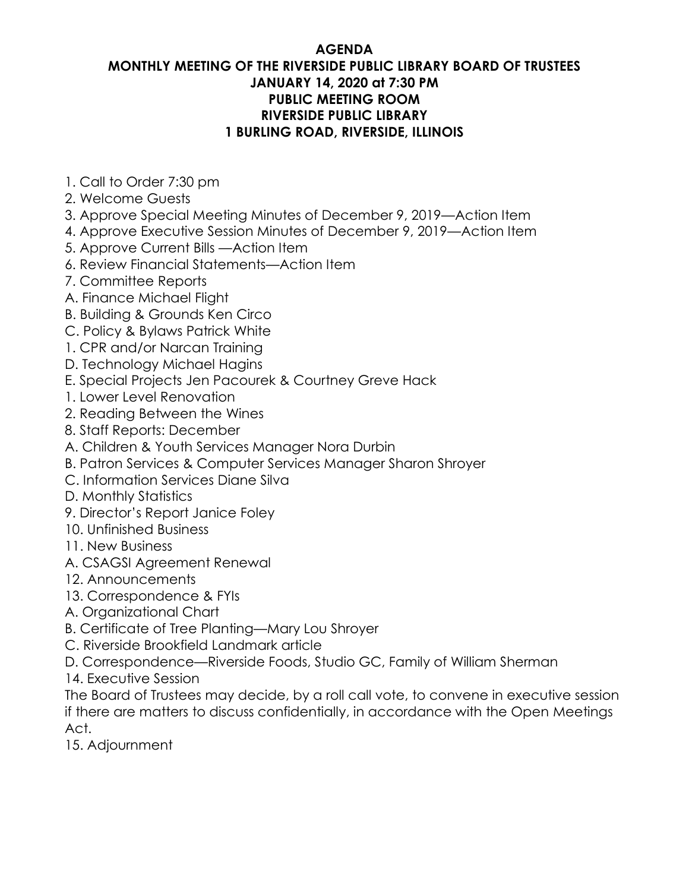**AGENDA**
**MONTHLY MEETING OF THE RIVERSIDE PUBLIC LIBRARY BOARD OF TRUSTEES**
**JANUARY 14, 2020 at 7:30 PM**
**PUBLIC MEETING ROOM**
**RIVERSIDE PUBLIC LIBRARY**
**1 BURLING ROAD, RIVERSIDE, ILLINOIS**

1. Call to Order 7:30 pm
2. Welcome Guests
3. Approve Special Meeting Minutes of December 9, 2019—Action Item
4. Approve Executive Session Minutes of December 9, 2019—Action Item
5. Approve Current Bills —Action Item
6. Review Financial Statements—Action Item
7. Committee Reports

A. Finance Michael Flight
B. Building & Grounds Ken Circo
C. Policy & Bylaws Patrick White
1. CPR and/or Narcan Training
D. Technology Michael Hagins
E. Special Projects Jen Pacourek & Courtney Greve Hack
1. Lower Level Renovation
2. Reading Between the Wines

8. Staff Reports: December

A. Children & Youth Services Manager Nora Durbin
B. Patron Services & Computer Services Manager Sharon Shroyer
C. Information Services Diane Silva
D. Monthly Statistics

9. Director's Report Janice Foley
10. Unfinished Business
11. New Business

A. CSAGSI Agreement Renewal

12. Announcements
13. Correspondence & FYIs

A. Organizational Chart
B. Certificate of Tree Planting—Mary Lou Shroyer
C. Riverside Brookfield Landmark article
D. Correspondence—Riverside Foods, Studio GC, Family of William Sherman

14. Executive Session

The Board of Trustees may decide, by a roll call vote, to convene in executive session if there are matters to discuss confidentially, in accordance with the Open Meetings Act.

15. Adjournment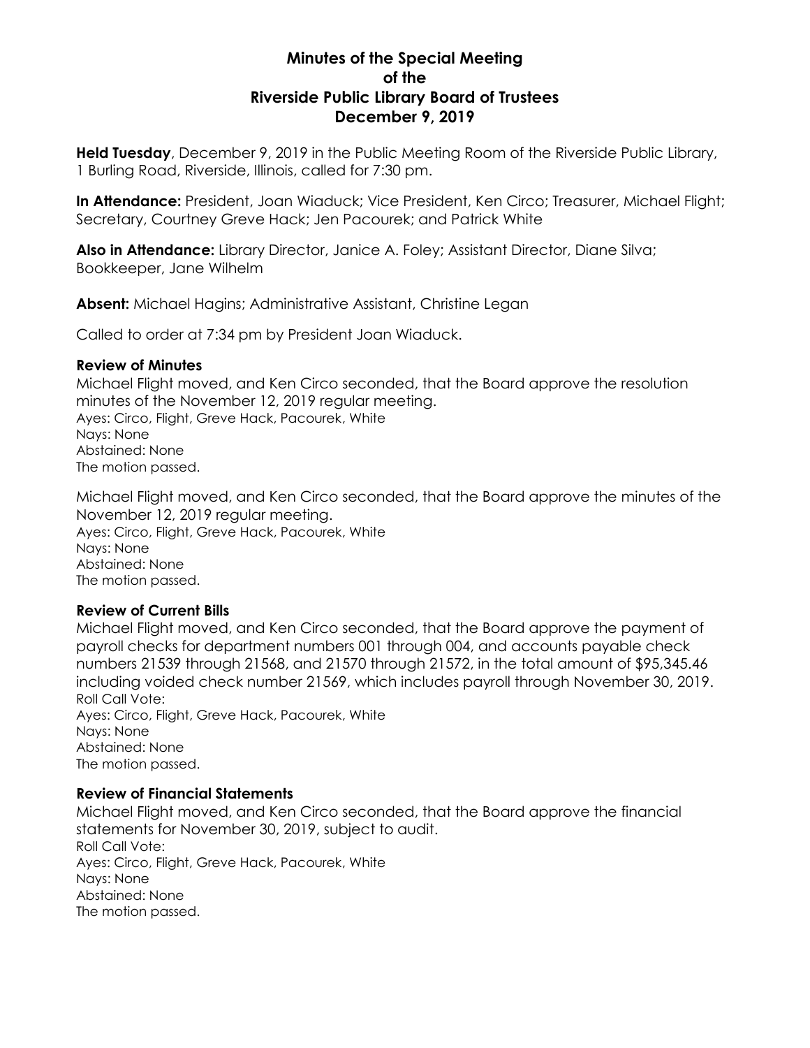# Minutes of the Special Meeting of the Riverside Public Library Board of Trustees December 9, 2019

**Held Tuesday**, December 9, 2019 in the Public Meeting Room of the Riverside Public Library, 1 Burling Road, Riverside, Illinois, called for 7:30 pm.

**In Attendance:** President, Joan Wiaduck; Vice President, Ken Circo; Treasurer, Michael Flight; Secretary, Courtney Greve Hack; Jen Pacourek; and Patrick White

**Also in Attendance:** Library Director, Janice A. Foley; Assistant Director, Diane Silva; Bookkeeper, Jane Wilhelm

**Absent:** Michael Hagins; Administrative Assistant, Christine Legan

Called to order at 7:34 pm by President Joan Wiaduck.

### Review of Minutes

Michael Flight moved, and Ken Circo seconded, that the Board approve the resolution minutes of the November 12, 2019 regular meeting.
Ayes: Circo, Flight, Greve Hack, Pacourek, White
Nays: None
Abstained: None
The motion passed.

Michael Flight moved, and Ken Circo seconded, that the Board approve the minutes of the November 12, 2019 regular meeting.
Ayes: Circo, Flight, Greve Hack, Pacourek, White
Nays: None
Abstained: None
The motion passed.

### Review of Current Bills

Michael Flight moved, and Ken Circo seconded, that the Board approve the payment of payroll checks for department numbers 001 through 004, and accounts payable check numbers 21539 through 21568, and 21570 through 21572, in the total amount of $95,345.46 including voided check number 21569, which includes payroll through November 30, 2019.
Roll Call Vote:
Ayes: Circo, Flight, Greve Hack, Pacourek, White
Nays: None
Abstained: None
The motion passed.

### Review of Financial Statements

Michael Flight moved, and Ken Circo seconded, that the Board approve the financial statements for November 30, 2019, subject to audit.
Roll Call Vote:
Ayes: Circo, Flight, Greve Hack, Pacourek, White
Nays: None
Abstained: None
The motion passed.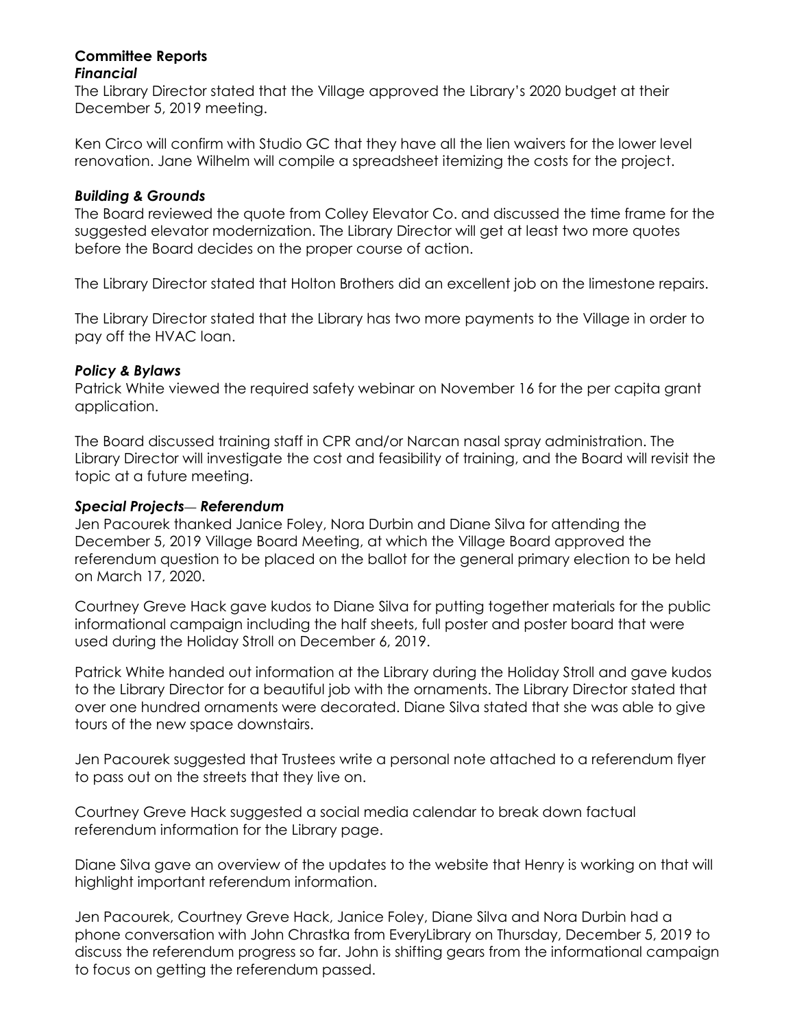## Committee Reports

### *Financial*

The Library Director stated that the Village approved the Library's 2020 budget at their December 5, 2019 meeting.

Ken Circo will confirm with Studio GC that they have all the lien waivers for the lower level renovation. Jane Wilhelm will compile a spreadsheet itemizing the costs for the project.

### *Building & Grounds*

The Board reviewed the quote from Colley Elevator Co. and discussed the time frame for the suggested elevator modernization. The Library Director will get at least two more quotes before the Board decides on the proper course of action.

The Library Director stated that Holton Brothers did an excellent job on the limestone repairs.

The Library Director stated that the Library has two more payments to the Village in order to pay off the HVAC loan.

### *Policy & Bylaws*

Patrick White viewed the required safety webinar on November 16 for the per capita grant application.

The Board discussed training staff in CPR and/or Narcan nasal spray administration. The Library Director will investigate the cost and feasibility of training, and the Board will revisit the topic at a future meeting.

### *Special Projects— Referendum*

Jen Pacourek thanked Janice Foley, Nora Durbin and Diane Silva for attending the December 5, 2019 Village Board Meeting, at which the Village Board approved the referendum question to be placed on the ballot for the general primary election to be held on March 17, 2020.

Courtney Greve Hack gave kudos to Diane Silva for putting together materials for the public informational campaign including the half sheets, full poster and poster board that were used during the Holiday Stroll on December 6, 2019.

Patrick White handed out information at the Library during the Holiday Stroll and gave kudos to the Library Director for a beautiful job with the ornaments. The Library Director stated that over one hundred ornaments were decorated. Diane Silva stated that she was able to give tours of the new space downstairs.

Jen Pacourek suggested that Trustees write a personal note attached to a referendum flyer to pass out on the streets that they live on.

Courtney Greve Hack suggested a social media calendar to break down factual referendum information for the Library page.

Diane Silva gave an overview of the updates to the website that Henry is working on that will highlight important referendum information.

Jen Pacourek, Courtney Greve Hack, Janice Foley, Diane Silva and Nora Durbin had a phone conversation with John Chrastka from EveryLibrary on Thursday, December 5, 2019 to discuss the referendum progress so far. John is shifting gears from the informational campaign to focus on getting the referendum passed.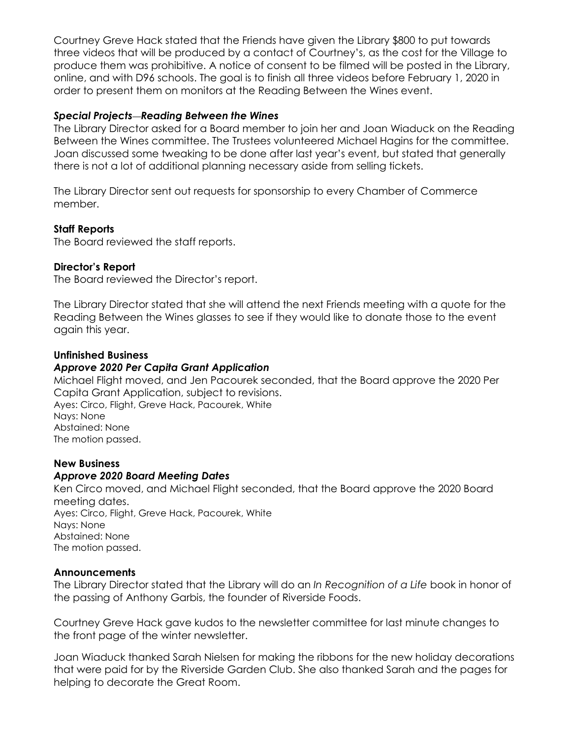Courtney Greve Hack stated that the Friends have given the Library $800 to put towards three videos that will be produced by a contact of Courtney's, as the cost for the Village to produce them was prohibitive. A notice of consent to be filmed will be posted in the Library, online, and with D96 schools. The goal is to finish all three videos before February 1, 2020 in order to present them on monitors at the Reading Between the Wines event.

### *Special Projects—Reading Between the Wines*

The Library Director asked for a Board member to join her and Joan Wiaduck on the Reading Between the Wines committee. The Trustees volunteered Michael Hagins for the committee. Joan discussed some tweaking to be done after last year's event, but stated that generally there is not a lot of additional planning necessary aside from selling tickets.

The Library Director sent out requests for sponsorship to every Chamber of Commerce member.

### Staff Reports

The Board reviewed the staff reports.

### Director's Report

The Board reviewed the Director's report.

The Library Director stated that she will attend the next Friends meeting with a quote for the Reading Between the Wines glasses to see if they would like to donate those to the event again this year.

### Unfinished Business

### *Approve 2020 Per Capita Grant Application*

Michael Flight moved, and Jen Pacourek seconded, that the Board approve the 2020 Per Capita Grant Application, subject to revisions.
Ayes: Circo, Flight, Greve Hack, Pacourek, White
Nays: None
Abstained: None
The motion passed.

### New Business

### *Approve 2020 Board Meeting Dates*

Ken Circo moved, and Michael Flight seconded, that the Board approve the 2020 Board meeting dates.
Ayes: Circo, Flight, Greve Hack, Pacourek, White
Nays: None
Abstained: None
The motion passed.

### Announcements

The Library Director stated that the Library will do an *In Recognition of a Life* book in honor of the passing of Anthony Garbis, the founder of Riverside Foods.

Courtney Greve Hack gave kudos to the newsletter committee for last minute changes to the front page of the winter newsletter.

Joan Wiaduck thanked Sarah Nielsen for making the ribbons for the new holiday decorations that were paid for by the Riverside Garden Club. She also thanked Sarah and the pages for helping to decorate the Great Room.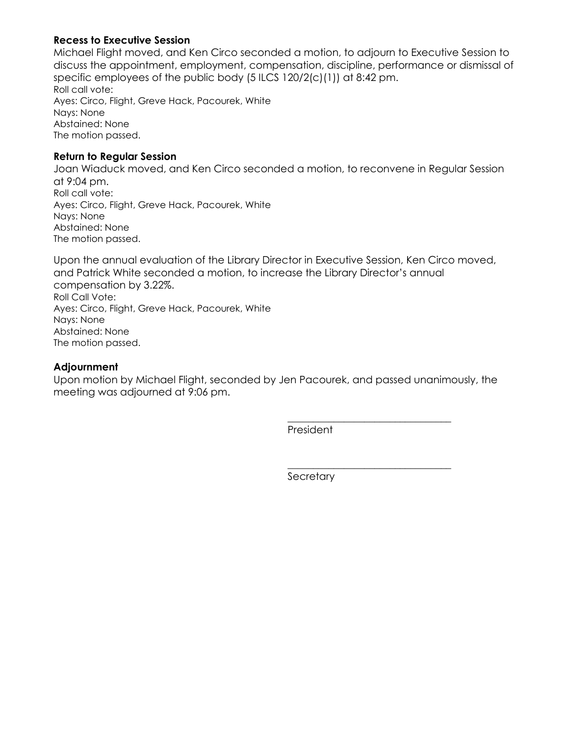### Recess to Executive Session

Michael Flight moved, and Ken Circo seconded a motion, to adjourn to Executive Session to discuss the appointment, employment, compensation, discipline, performance or dismissal of specific employees of the public body (5 ILCS 120/2(c)(1)) at 8:42 pm.

Roll call vote:
Ayes: Circo, Flight, Greve Hack, Pacourek, White
Nays: None
Abstained: None
The motion passed.

### Return to Regular Session

Joan Wiaduck moved, and Ken Circo seconded a motion, to reconvene in Regular Session at 9:04 pm.

Roll call vote:
Ayes: Circo, Flight, Greve Hack, Pacourek, White
Nays: None
Abstained: None
The motion passed.

Upon the annual evaluation of the Library Director in Executive Session, Ken Circo moved, and Patrick White seconded a motion, to increase the Library Director's annual compensation by 3.22%.

Roll Call Vote:
Ayes: Circo, Flight, Greve Hack, Pacourek, White
Nays: None
Abstained: None
The motion passed.

### Adjournment

Upon motion by Michael Flight, seconded by Jen Pacourek, and passed unanimously, the meeting was adjourned at 9:06 pm.

\_\_\_\_\_\_\_\_\_\_\_\_\_\_\_\_\_\_\_\_\_\_\_\_\_\_\_\_\_\_\_\_
President

\_\_\_\_\_\_\_\_\_\_\_\_\_\_\_\_\_\_\_\_\_\_\_\_\_\_\_\_\_\_\_\_
Secretary